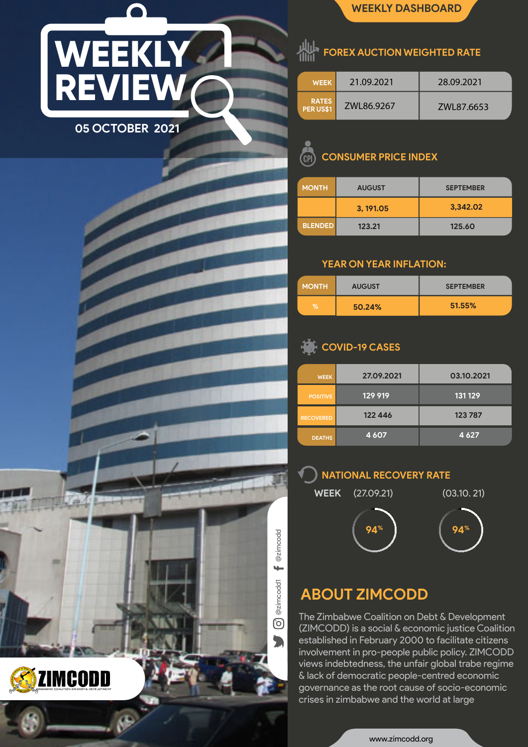# WEEKLY REVIEW

05 OCTOBER 2021

## WEEKLY DASHBOARD

### FOREX AUCTION WEIGHTED RATE

| WEEK | 21.09.2021 | 28.09.2021 |
|---|---|---|
| RATES PER US$1 | ZWL86.9267 | ZWL87.6653 |

### CONSUMER PRICE INDEX

| MONTH | AUGUST | SEPTEMBER |
|---|---|---|
| | 3, 191.05 | 3,342.02 |
| BLENDED | 123.21 | 125.60 |

### YEAR ON YEAR INFLATION:

| MONTH | AUGUST | SEPTEMBER |
|---|---|---|
| % | 50.24% | 51.55% |

### COVID-19 CASES

| WEEK | 27.09.2021 | 03.10.2021 |
|---|---|---|
| POSITIVE | 129 919 | 131 129 |
| RECOVERED | 122 446 | 123 787 |
| DEATHS | 4 607 | 4 627 |

### NATIONAL RECOVERY RATE

| WEEK | (27.09.21) | (03.10. 21) |
|---|---|---|
| | 94% | 94% |

@zimcodd1 @zimcodd

ZIMCODD
ZIMBABWE COALITION ON DEBT & DEVELOPMENT

## ABOUT ZIMCODD

The Zimbabwe Coalition on Debt & Development (ZIMCODD) is a social & economic justice Coalition established in February 2000 to facilitate citizens involvement in pro-people public policy. ZIMCODD views indebtedness, the unfair global trabe regime & lack of democratic people-centred economic governance as the root cause of socio-economic crises in zimbabwe and the world at large

www.zimcodd.org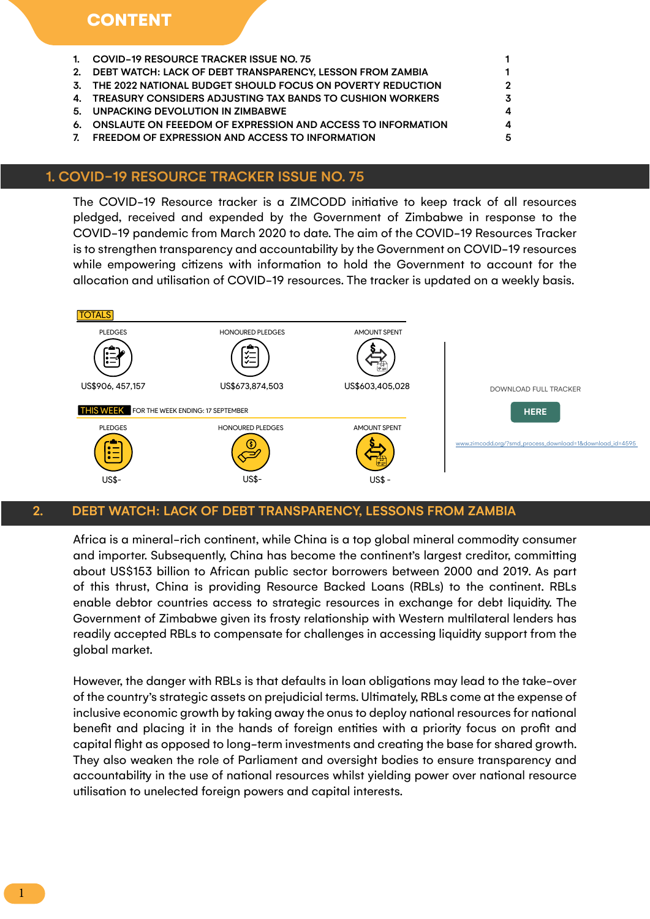# CONTENT

1. COVID-19 RESOURCE TRACKER ISSUE NO. 75 — 1
2. DEBT WATCH: LACK OF DEBT TRANSPARENCY, LESSON FROM ZAMBIA — 1
3. THE 2022 NATIONAL BUDGET SHOULD FOCUS ON POVERTY REDUCTION — 2
4. TREASURY CONSIDERS ADJUSTING TAX BANDS TO CUSHION WORKERS — 3
5. UNPACKING DEVOLUTION IN ZIMBABWE — 4
6. ONSLAUTE ON FEEEDOM OF EXPRESSION AND ACCESS TO INFORMATION — 4
7. FREEDOM OF EXPRESSION AND ACCESS TO INFORMATION — 5

## 1. COVID-19 RESOURCE TRACKER ISSUE NO. 75

The COVID-19 Resource tracker is a ZIMCODD initiative to keep track of all resources pledged, received and expended by the Government of Zimbabwe in response to the COVID-19 pandemic from March 2020 to date. The aim of the COVID-19 Resources Tracker is to strengthen transparency and accountability by the Government on COVID-19 resources while empowering citizens with information to hold the Government to account for the allocation and utilisation of COVID-19 resources. The tracker is updated on a weekly basis.

**TOTALS**

| PLEDGES | HONOURED PLEDGES | AMOUNT SPENT |
|---|---|---|
| US$906, 457,157 | US$673,874,503 | US$603,405,028 |

**THIS WEEK** FOR THE WEEK ENDING: 17 SEPTEMBER

| PLEDGES | HONOURED PLEDGES | AMOUNT SPENT |
|---|---|---|
| US$- | US$- | US$ - |

DOWNLOAD FULL TRACKER

**HERE**

www.zimcodd.org/?smd_process_download=1&download_id=4595

## 2. DEBT WATCH: LACK OF DEBT TRANSPARENCY, LESSONS FROM ZAMBIA

Africa is a mineral-rich continent, while China is a top global mineral commodity consumer and importer. Subsequently, China has become the continent's largest creditor, committing about US$153 billion to African public sector borrowers between 2000 and 2019. As part of this thrust, China is providing Resource Backed Loans (RBLs) to the continent. RBLs enable debtor countries access to strategic resources in exchange for debt liquidity. The Government of Zimbabwe given its frosty relationship with Western multilateral lenders has readily accepted RBLs to compensate for challenges in accessing liquidity support from the global market.

However, the danger with RBLs is that defaults in loan obligations may lead to the take-over of the country's strategic assets on prejudicial terms. Ultimately, RBLs come at the expense of inclusive economic growth by taking away the onus to deploy national resources for national benefit and placing it in the hands of foreign entities with a priority focus on profit and capital flight as opposed to long-term investments and creating the base for shared growth. They also weaken the role of Parliament and oversight bodies to ensure transparency and accountability in the use of national resources whilst yielding power over national resource utilisation to unelected foreign powers and capital interests.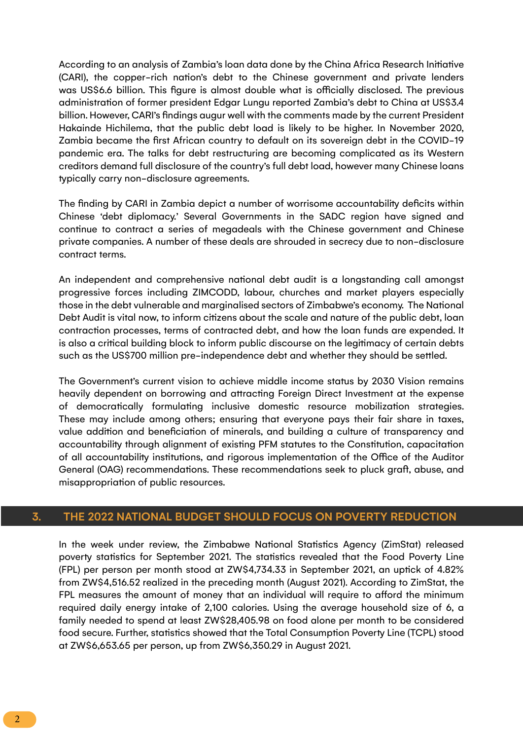According to an analysis of Zambia's loan data done by the China Africa Research Initiative (CARI), the copper-rich nation's debt to the Chinese government and private lenders was US$6.6 billion. This figure is almost double what is officially disclosed. The previous administration of former president Edgar Lungu reported Zambia's debt to China at US$3.4 billion. However, CARI's findings augur well with the comments made by the current President Hakainde Hichilema, that the public debt load is likely to be higher. In November 2020, Zambia became the first African country to default on its sovereign debt in the COVID-19 pandemic era. The talks for debt restructuring are becoming complicated as its Western creditors demand full disclosure of the country's full debt load, however many Chinese loans typically carry non-disclosure agreements.

The finding by CARI in Zambia depict a number of worrisome accountability deficits within Chinese 'debt diplomacy.' Several Governments in the SADC region have signed and continue to contract a series of megadeals with the Chinese government and Chinese private companies. A number of these deals are shrouded in secrecy due to non-disclosure contract terms.

An independent and comprehensive national debt audit is a longstanding call amongst progressive forces including ZIMCODD, labour, churches and market players especially those in the debt vulnerable and marginalised sectors of Zimbabwe's economy. The National Debt Audit is vital now, to inform citizens about the scale and nature of the public debt, loan contraction processes, terms of contracted debt, and how the loan funds are expended. It is also a critical building block to inform public discourse on the legitimacy of certain debts such as the US$700 million pre-independence debt and whether they should be settled.

The Government's current vision to achieve middle income status by 2030 Vision remains heavily dependent on borrowing and attracting Foreign Direct Investment at the expense of democratically formulating inclusive domestic resource mobilization strategies. These may include among others; ensuring that everyone pays their fair share in taxes, value addition and beneficiation of minerals, and building a culture of transparency and accountability through alignment of existing PFM statutes to the Constitution, capacitation of all accountability institutions, and rigorous implementation of the Office of the Auditor General (OAG) recommendations. These recommendations seek to pluck graft, abuse, and misappropriation of public resources.

## 3. THE 2022 NATIONAL BUDGET SHOULD FOCUS ON POVERTY REDUCTION

In the week under review, the Zimbabwe National Statistics Agency (ZimStat) released poverty statistics for September 2021. The statistics revealed that the Food Poverty Line (FPL) per person per month stood at ZW$4,734.33 in September 2021, an uptick of 4.82% from ZW$4,516.52 realized in the preceding month (August 2021). According to ZimStat, the FPL measures the amount of money that an individual will require to afford the minimum required daily energy intake of 2,100 calories. Using the average household size of 6, a family needed to spend at least ZW$28,405.98 on food alone per month to be considered food secure. Further, statistics showed that the Total Consumption Poverty Line (TCPL) stood at ZW$6,653.65 per person, up from ZW$6,350.29 in August 2021.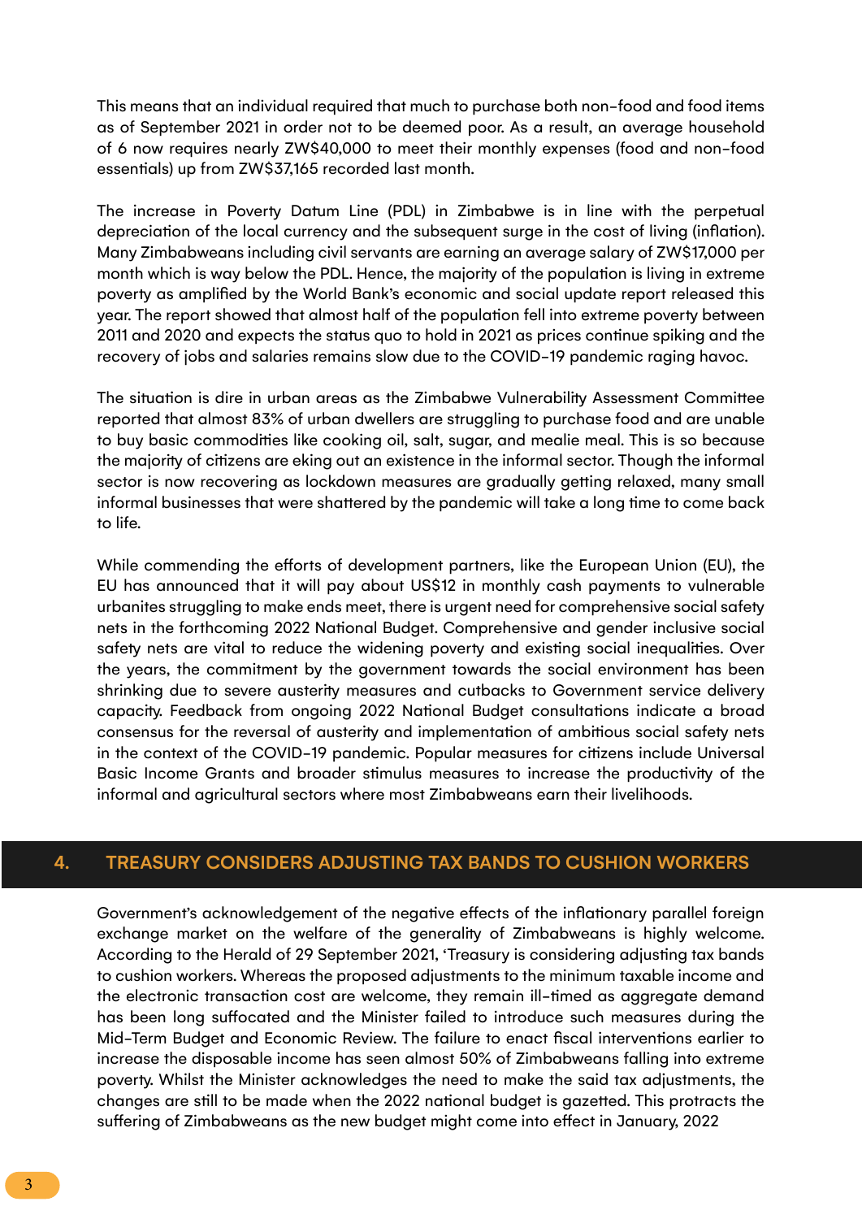This means that an individual required that much to purchase both non-food and food items as of September 2021 in order not to be deemed poor. As a result, an average household of 6 now requires nearly ZW$40,000 to meet their monthly expenses (food and non-food essentials) up from ZW$37,165 recorded last month.

The increase in Poverty Datum Line (PDL) in Zimbabwe is in line with the perpetual depreciation of the local currency and the subsequent surge in the cost of living (inflation). Many Zimbabweans including civil servants are earning an average salary of ZW$17,000 per month which is way below the PDL. Hence, the majority of the population is living in extreme poverty as amplified by the World Bank's economic and social update report released this year. The report showed that almost half of the population fell into extreme poverty between 2011 and 2020 and expects the status quo to hold in 2021 as prices continue spiking and the recovery of jobs and salaries remains slow due to the COVID-19 pandemic raging havoc.

The situation is dire in urban areas as the Zimbabwe Vulnerability Assessment Committee reported that almost 83% of urban dwellers are struggling to purchase food and are unable to buy basic commodities like cooking oil, salt, sugar, and mealie meal. This is so because the majority of citizens are eking out an existence in the informal sector. Though the informal sector is now recovering as lockdown measures are gradually getting relaxed, many small informal businesses that were shattered by the pandemic will take a long time to come back to life.

While commending the efforts of development partners, like the European Union (EU), the EU has announced that it will pay about US$12 in monthly cash payments to vulnerable urbanites struggling to make ends meet, there is urgent need for comprehensive social safety nets in the forthcoming 2022 National Budget. Comprehensive and gender inclusive social safety nets are vital to reduce the widening poverty and existing social inequalities. Over the years, the commitment by the government towards the social environment has been shrinking due to severe austerity measures and cutbacks to Government service delivery capacity. Feedback from ongoing 2022 National Budget consultations indicate a broad consensus for the reversal of austerity and implementation of ambitious social safety nets in the context of the COVID-19 pandemic. Popular measures for citizens include Universal Basic Income Grants and broader stimulus measures to increase the productivity of the informal and agricultural sectors where most Zimbabweans earn their livelihoods.

## 4. TREASURY CONSIDERS ADJUSTING TAX BANDS TO CUSHION WORKERS

Government's acknowledgement of the negative effects of the inflationary parallel foreign exchange market on the welfare of the generality of Zimbabweans is highly welcome. According to the Herald of 29 September 2021, 'Treasury is considering adjusting tax bands to cushion workers. Whereas the proposed adjustments to the minimum taxable income and the electronic transaction cost are welcome, they remain ill-timed as aggregate demand has been long suffocated and the Minister failed to introduce such measures during the Mid-Term Budget and Economic Review. The failure to enact fiscal interventions earlier to increase the disposable income has seen almost 50% of Zimbabweans falling into extreme poverty. Whilst the Minister acknowledges the need to make the said tax adjustments, the changes are still to be made when the 2022 national budget is gazetted. This protracts the suffering of Zimbabweans as the new budget might come into effect in January, 2022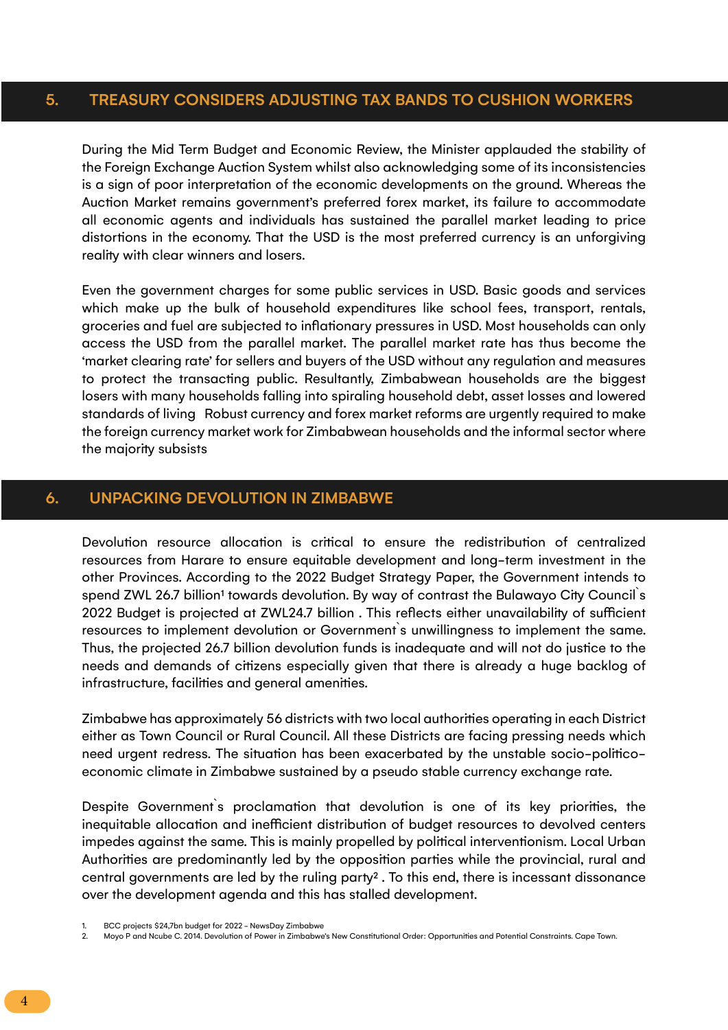## 5. TREASURY CONSIDERS ADJUSTING TAX BANDS TO CUSHION WORKERS

During the Mid Term Budget and Economic Review, the Minister applauded the stability of the Foreign Exchange Auction System whilst also acknowledging some of its inconsistencies is a sign of poor interpretation of the economic developments on the ground. Whereas the Auction Market remains government's preferred forex market, its failure to accommodate all economic agents and individuals has sustained the parallel market leading to price distortions in the economy. That the USD is the most preferred currency is an unforgiving reality with clear winners and losers.

Even the government charges for some public services in USD. Basic goods and services which make up the bulk of household expenditures like school fees, transport, rentals, groceries and fuel are subjected to inflationary pressures in USD. Most households can only access the USD from the parallel market. The parallel market rate has thus become the 'market clearing rate' for sellers and buyers of the USD without any regulation and measures to protect the transacting public. Resultantly, Zimbabwean households are the biggest losers with many households falling into spiraling household debt, asset losses and lowered standards of living Robust currency and forex market reforms are urgently required to make the foreign currency market work for Zimbabwean households and the informal sector where the majority subsists

## 6. UNPACKING DEVOLUTION IN ZIMBABWE

Devolution resource allocation is critical to ensure the redistribution of centralized resources from Harare to ensure equitable development and long-term investment in the other Provinces. According to the 2022 Budget Strategy Paper, the Government intends to spend ZWL 26.7 billion[1] towards devolution. By way of contrast the Bulawayo City Council`s 2022 Budget is projected at ZWL24.7 billion . This reflects either unavailability of sufficient resources to implement devolution or Government`s unwillingness to implement the same. Thus, the projected 26.7 billion devolution funds is inadequate and will not do justice to the needs and demands of citizens especially given that there is already a huge backlog of infrastructure, facilities and general amenities.

Zimbabwe has approximately 56 districts with two local authorities operating in each District either as Town Council or Rural Council. All these Districts are facing pressing needs which need urgent redress. The situation has been exacerbated by the unstable socio-politico-economic climate in Zimbabwe sustained by a pseudo stable currency exchange rate.

Despite Government`s proclamation that devolution is one of its key priorities, the inequitable allocation and inefficient distribution of budget resources to devolved centers impedes against the same. This is mainly propelled by political interventionism. Local Urban Authorities are predominantly led by the opposition parties while the provincial, rural and central governments are led by the ruling party[2] . To this end, there is incessant dissonance over the development agenda and this has stalled development.

1. BCC projects $24,7bn budget for 2022 – NewsDay Zimbabwe
2. Moyo P and Ncube C. 2014. Devolution of Power in Zimbabwe's New Constitutional Order: Opportunities and Potential Constraints. Cape Town.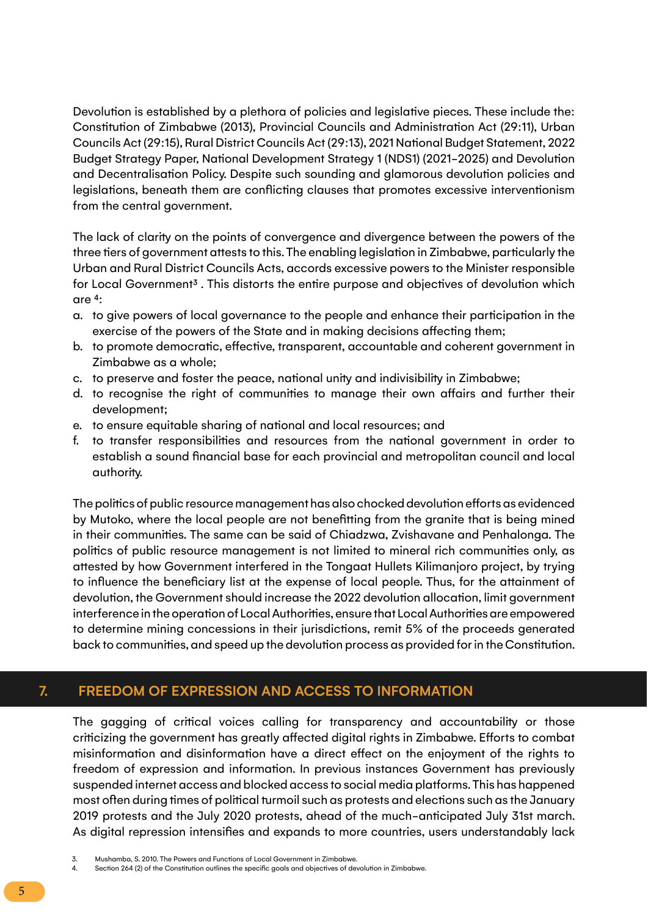Devolution is established by a plethora of policies and legislative pieces. These include the: Constitution of Zimbabwe (2013), Provincial Councils and Administration Act (29:11), Urban Councils Act (29:15), Rural District Councils Act (29:13), 2021 National Budget Statement, 2022 Budget Strategy Paper, National Development Strategy 1 (NDS1) (2021-2025) and Devolution and Decentralisation Policy. Despite such sounding and glamorous devolution policies and legislations, beneath them are conflicting clauses that promotes excessive interventionism from the central government.

The lack of clarity on the points of convergence and divergence between the powers of the three tiers of government attests to this. The enabling legislation in Zimbabwe, particularly the Urban and Rural District Councils Acts, accords excessive powers to the Minister responsible for Local Government[3] . This distorts the entire purpose and objectives of devolution which are [4]:

a. to give powers of local governance to the people and enhance their participation in the exercise of the powers of the State and in making decisions affecting them;
b. to promote democratic, effective, transparent, accountable and coherent government in Zimbabwe as a whole;
c. to preserve and foster the peace, national unity and indivisibility in Zimbabwe;
d. to recognise the right of communities to manage their own affairs and further their development;
e. to ensure equitable sharing of national and local resources; and
f. to transfer responsibilities and resources from the national government in order to establish a sound financial base for each provincial and metropolitan council and local authority.

The politics of public resource management has also chocked devolution efforts as evidenced by Mutoko, where the local people are not benefitting from the granite that is being mined in their communities. The same can be said of Chiadzwa, Zvishavane and Penhalonga. The politics of public resource management is not limited to mineral rich communities only, as attested by how Government interfered in the Tongaat Hullets Kilimanjoro project, by trying to influence the beneficiary list at the expense of local people. Thus, for the attainment of devolution, the Government should increase the 2022 devolution allocation, limit government interference in the operation of Local Authorities, ensure that Local Authorities are empowered to determine mining concessions in their jurisdictions, remit 5% of the proceeds generated back to communities, and speed up the devolution process as provided for in the Constitution.

## 7. FREEDOM OF EXPRESSION AND ACCESS TO INFORMATION

The gagging of critical voices calling for transparency and accountability or those criticizing the government has greatly affected digital rights in Zimbabwe. Efforts to combat misinformation and disinformation have a direct effect on the enjoyment of the rights to freedom of expression and information. In previous instances Government has previously suspended internet access and blocked access to social media platforms. This has happened most often during times of political turmoil such as protests and elections such as the January 2019 protests and the July 2020 protests, ahead of the much-anticipated July 31st march. As digital repression intensifies and expands to more countries, users understandably lack

3. Mushamba, S. 2010. The Powers and Functions of Local Government in Zimbabwe.
4. Section 264 (2) of the Constitution outlines the specific goals and objectives of devolution in Zimbabwe.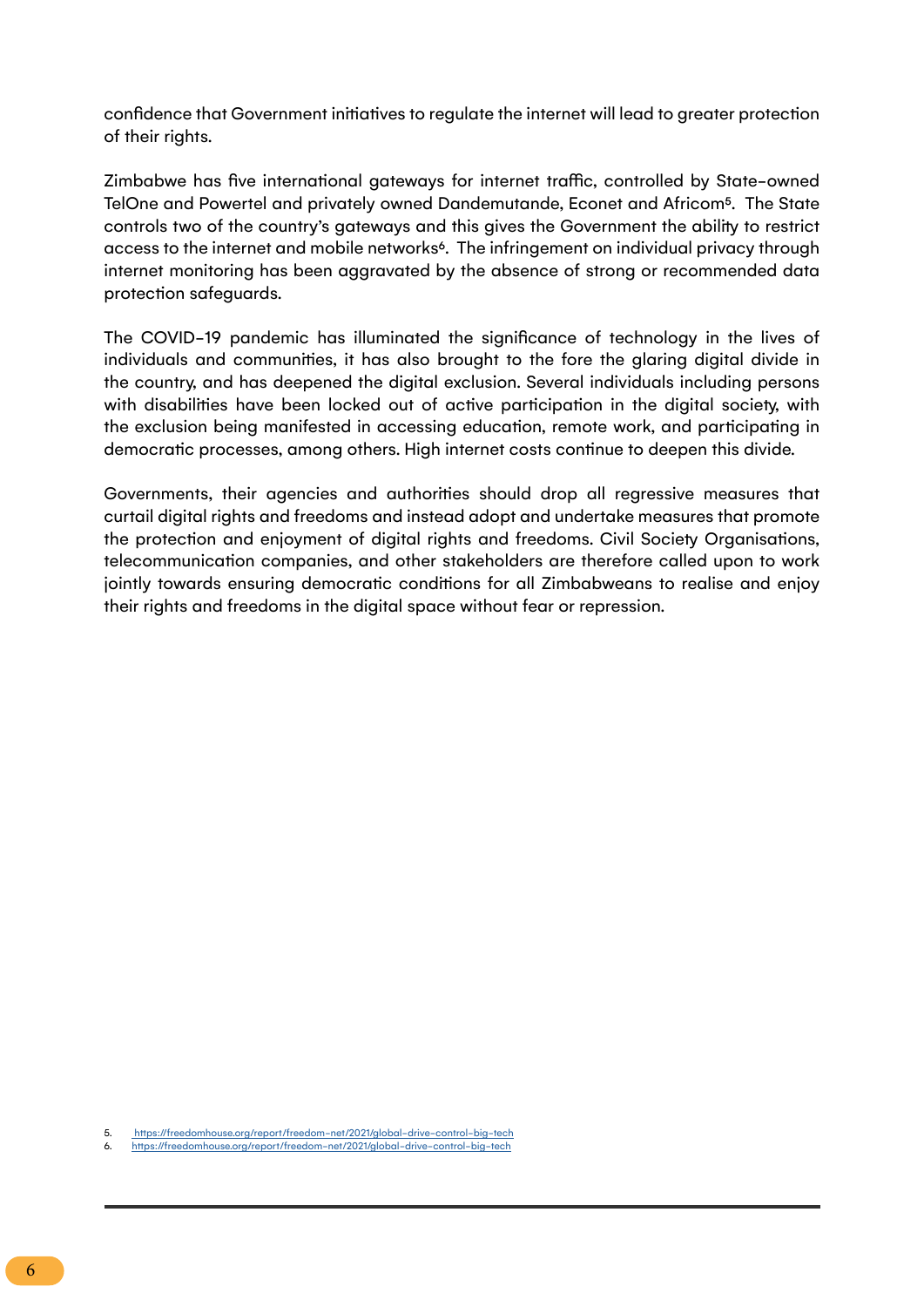confidence that Government initiatives to regulate the internet will lead to greater protection of their rights.

Zimbabwe has five international gateways for internet traffic, controlled by State-owned TelOne and Powertel and privately owned Dandemutande, Econet and Africom[5]. The State controls two of the country's gateways and this gives the Government the ability to restrict access to the internet and mobile networks[6]. The infringement on individual privacy through internet monitoring has been aggravated by the absence of strong or recommended data protection safeguards.

The COVID-19 pandemic has illuminated the significance of technology in the lives of individuals and communities, it has also brought to the fore the glaring digital divide in the country, and has deepened the digital exclusion. Several individuals including persons with disabilities have been locked out of active participation in the digital society, with the exclusion being manifested in accessing education, remote work, and participating in democratic processes, among others. High internet costs continue to deepen this divide.

Governments, their agencies and authorities should drop all regressive measures that curtail digital rights and freedoms and instead adopt and undertake measures that promote the protection and enjoyment of digital rights and freedoms. Civil Society Organisations, telecommunication companies, and other stakeholders are therefore called upon to work jointly towards ensuring democratic conditions for all Zimbabweans to realise and enjoy their rights and freedoms in the digital space without fear or repression.

5. https://freedomhouse.org/report/freedom-net/2021/global-drive-control-big-tech
6. https://freedomhouse.org/report/freedom-net/2021/global-drive-control-big-tech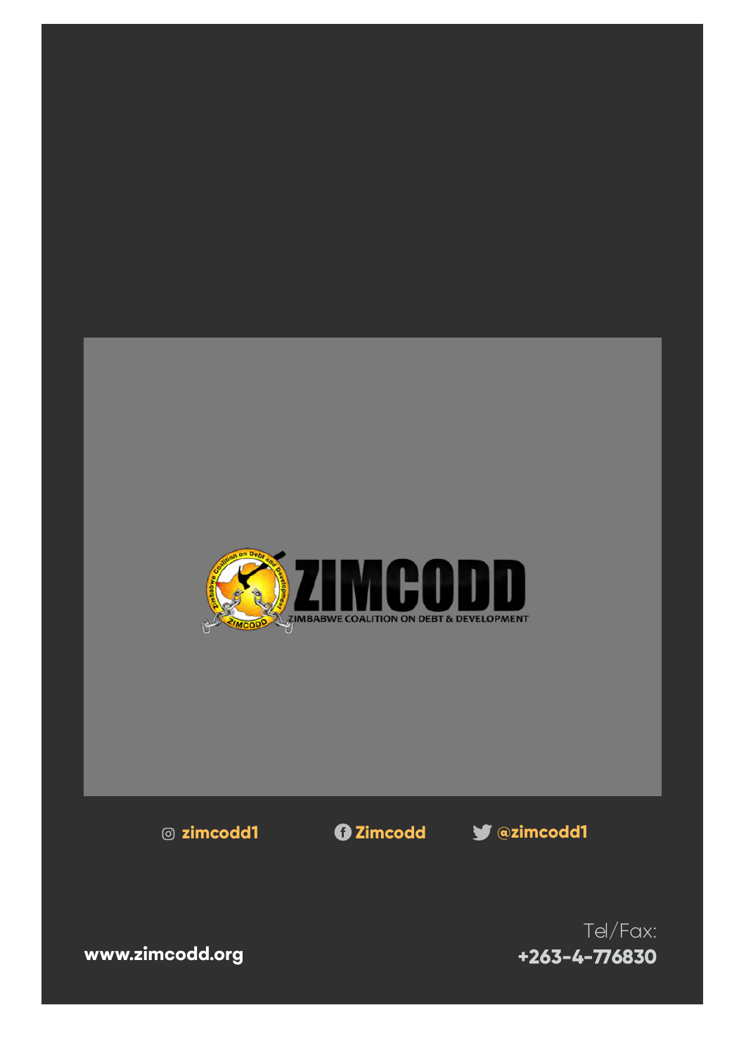ZIMCODD

ZIMBABWE COALITION ON DEBT & DEVELOPMENT

zimcodd1

Zimcodd

@zimcodd1

www.zimcodd.org

Tel/Fax:

**+263-4-776830**